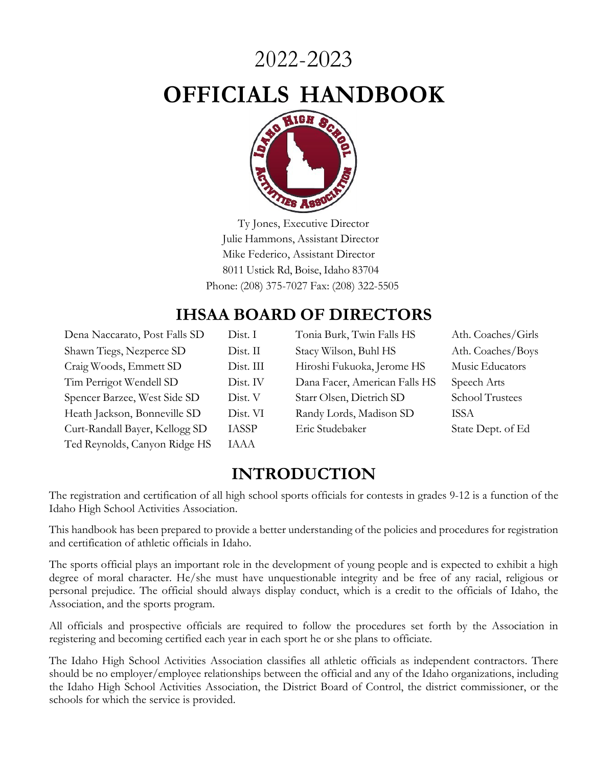# 2022-2023

# OFFICIALS HANDBOOK

Ty Jones, Executive Director
Julie Hammons, Assistant Director
Mike Federico, Assistant Director
8011 Ustick Rd, Boise, Idaho 83704
Phone: (208) 375-7027 Fax: (208) 322-5505

## IHSAA BOARD OF DIRECTORS

| | | | |
|---|---|---|---|
| Dena Naccarato, Post Falls SD | Dist. I | Tonia Burk, Twin Falls HS | Ath. Coaches/Girls |
| Shawn Tiegs, Nezperce SD | Dist. II | Stacy Wilson, Buhl HS | Ath. Coaches/Boys |
| Craig Woods, Emmett SD | Dist. III | Hiroshi Fukuoka, Jerome HS | Music Educators |
| Tim Perrigot Wendell SD | Dist. IV | Dana Facer, American Falls HS | Speech Arts |
| Spencer Barzee, West Side SD | Dist. V | Starr Olsen, Dietrich SD | School Trustees |
| Heath Jackson, Bonneville SD | Dist. VI | Randy Lords, Madison SD | ISSA |
| Curt-Randall Bayer, Kellogg SD | IASSP | Eric Studebaker | State Dept. of Ed |
| Ted Reynolds, Canyon Ridge HS | IAAA | | |

## INTRODUCTION

The registration and certification of all high school sports officials for contests in grades 9-12 is a function of the Idaho High School Activities Association.

This handbook has been prepared to provide a better understanding of the policies and procedures for registration and certification of athletic officials in Idaho.

The sports official plays an important role in the development of young people and is expected to exhibit a high degree of moral character. He/she must have unquestionable integrity and be free of any racial, religious or personal prejudice. The official should always display conduct, which is a credit to the officials of Idaho, the Association, and the sports program.

All officials and prospective officials are required to follow the procedures set forth by the Association in registering and becoming certified each year in each sport he or she plans to officiate.

The Idaho High School Activities Association classifies all athletic officials as independent contractors. There should be no employer/employee relationships between the official and any of the Idaho organizations, including the Idaho High School Activities Association, the District Board of Control, the district commissioner, or the schools for which the service is provided.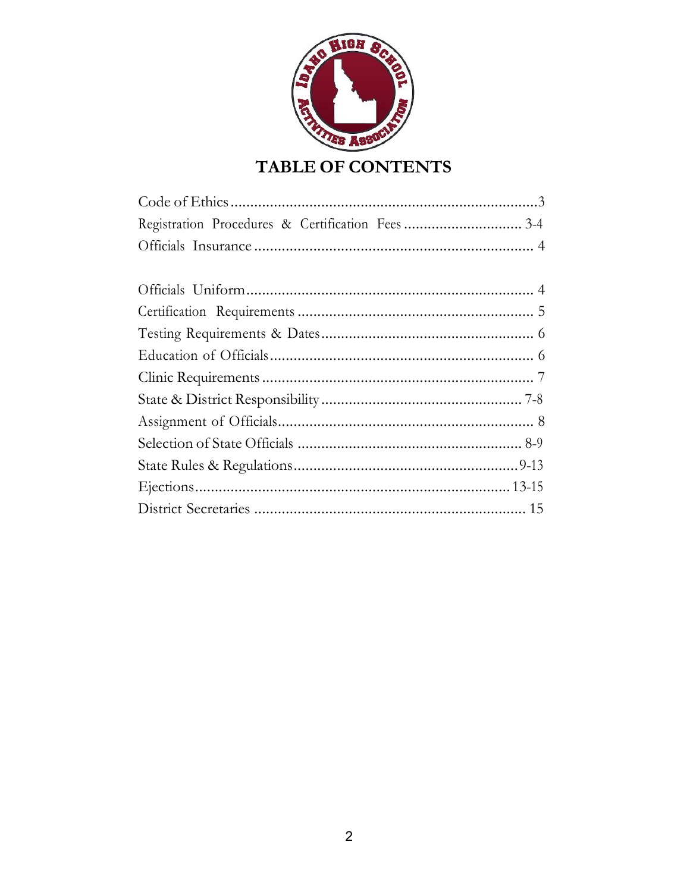# TABLE OF CONTENTS

| | |
|---|---|
| Code of Ethics | 3 |
| Registration Procedures & Certification Fees | 3-4 |
| Officials Insurance | 4 |
| Officials Uniform | 4 |
| Certification Requirements | 5 |
| Testing Requirements & Dates | 6 |
| Education of Officials | 6 |
| Clinic Requirements | 7 |
| State & District Responsibility | 7-8 |
| Assignment of Officials | 8 |
| Selection of State Officials | 8-9 |
| State Rules & Regulations | 9-13 |
| Ejections | 13-15 |
| District Secretaries | 15 |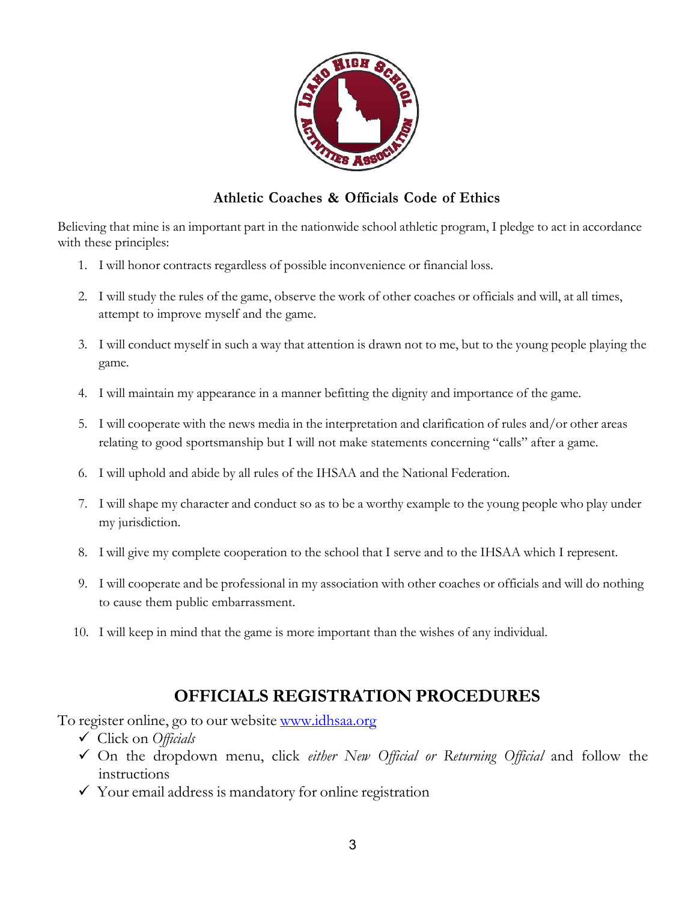## Athletic Coaches & Officials Code of Ethics

Believing that mine is an important part in the nationwide school athletic program, I pledge to act in accordance with these principles:

1. I will honor contracts regardless of possible inconvenience or financial loss.
2. I will study the rules of the game, observe the work of other coaches or officials and will, at all times, attempt to improve myself and the game.
3. I will conduct myself in such a way that attention is drawn not to me, but to the young people playing the game.
4. I will maintain my appearance in a manner befitting the dignity and importance of the game.
5. I will cooperate with the news media in the interpretation and clarification of rules and/or other areas relating to good sportsmanship but I will not make statements concerning "calls" after a game.
6. I will uphold and abide by all rules of the IHSAA and the National Federation.
7. I will shape my character and conduct so as to be a worthy example to the young people who play under my jurisdiction.
8. I will give my complete cooperation to the school that I serve and to the IHSAA which I represent.
9. I will cooperate and be professional in my association with other coaches or officials and will do nothing to cause them public embarrassment.
10. I will keep in mind that the game is more important than the wishes of any individual.

## OFFICIALS REGISTRATION PROCEDURES

To register online, go to our website [www.idhsaa.org](http://www.idhsaa.org)

- ✓ Click on *Officials*
- ✓ On the dropdown menu, click *either New Official or Returning Official* and follow the instructions
- ✓ Your email address is mandatory for online registration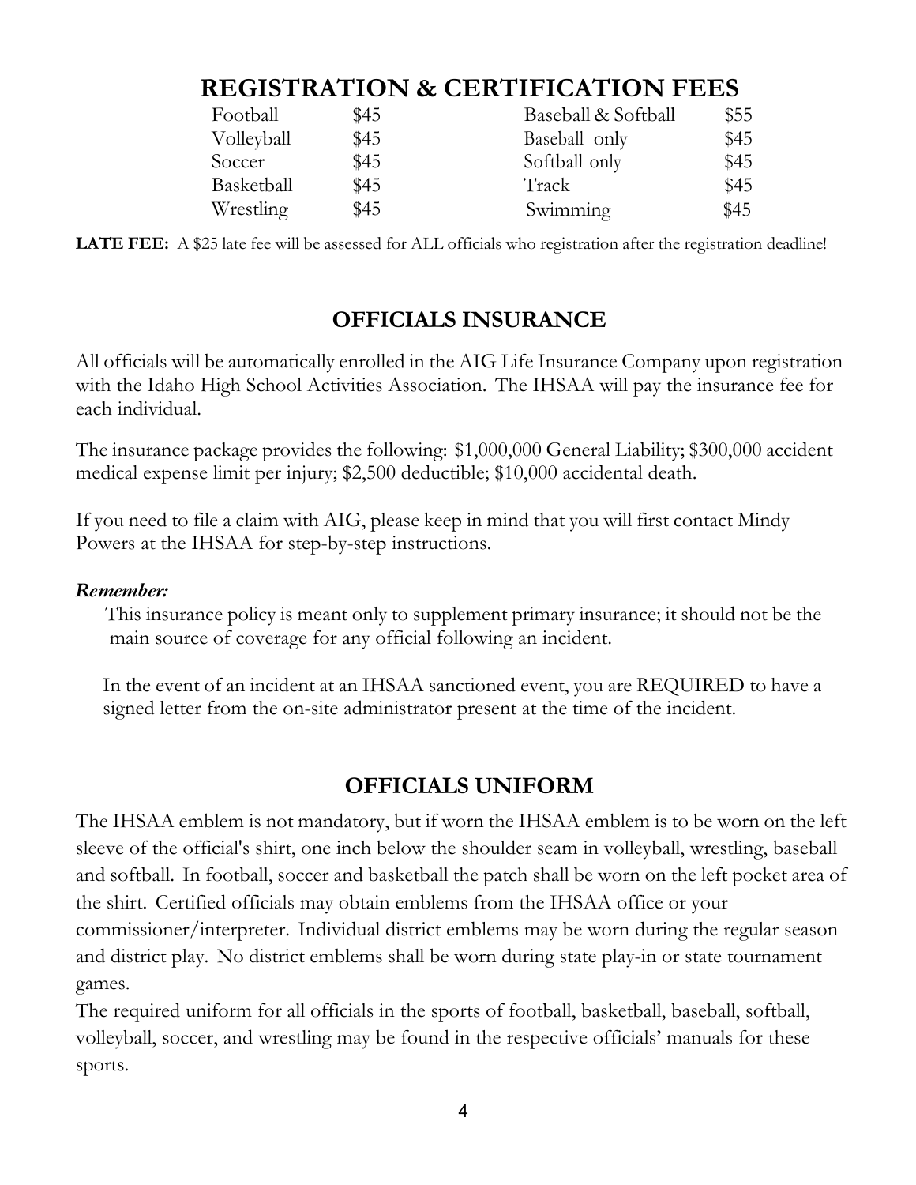## REGISTRATION & CERTIFICATION FEES

| Sport | Fee | Sport | Fee |
|---|---|---|---|
| Football | $45 | Baseball & Softball | $55 |
| Volleyball | $45 | Baseball only | $45 |
| Soccer | $45 | Softball only | $45 |
| Basketball | $45 | Track | $45 |
| Wrestling | $45 | Swimming | $45 |

**LATE FEE:** A $25 late fee will be assessed for ALL officials who registration after the registration deadline!

## OFFICIALS INSURANCE

All officials will be automatically enrolled in the AIG Life Insurance Company upon registration with the Idaho High School Activities Association. The IHSAA will pay the insurance fee for each individual.

The insurance package provides the following: $1,000,000 General Liability; $300,000 accident medical expense limit per injury; $2,500 deductible; $10,000 accidental death.

If you need to file a claim with AIG, please keep in mind that you will first contact Mindy Powers at the IHSAA for step-by-step instructions.

***Remember:***

This insurance policy is meant only to supplement primary insurance; it should not be the main source of coverage for any official following an incident.

In the event of an incident at an IHSAA sanctioned event, you are REQUIRED to have a signed letter from the on-site administrator present at the time of the incident.

## OFFICIALS UNIFORM

The IHSAA emblem is not mandatory, but if worn the IHSAA emblem is to be worn on the left sleeve of the official's shirt, one inch below the shoulder seam in volleyball, wrestling, baseball and softball. In football, soccer and basketball the patch shall be worn on the left pocket area of the shirt. Certified officials may obtain emblems from the IHSAA office or your commissioner/interpreter. Individual district emblems may be worn during the regular season and district play. No district emblems shall be worn during state play-in or state tournament games.

The required uniform for all officials in the sports of football, basketball, baseball, softball, volleyball, soccer, and wrestling may be found in the respective officials' manuals for these sports.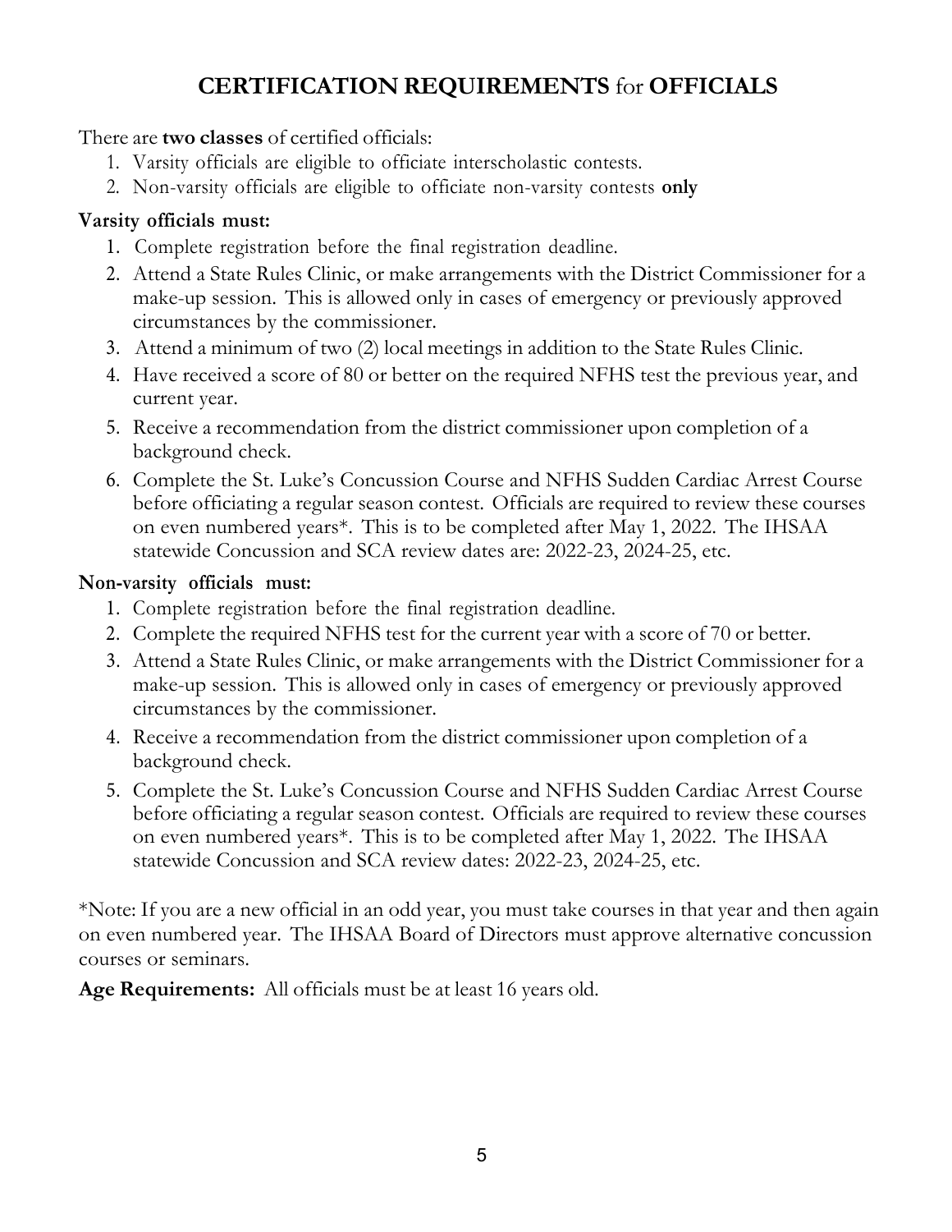# **CERTIFICATION REQUIREMENTS** for **OFFICIALS**

There are **two classes** of certified officials:

1. Varsity officials are eligible to officiate interscholastic contests.
2. Non-varsity officials are eligible to officiate non-varsity contests **only**

**Varsity officials must:**

1. Complete registration before the final registration deadline.
2. Attend a State Rules Clinic, or make arrangements with the District Commissioner for a make-up session. This is allowed only in cases of emergency or previously approved circumstances by the commissioner.
3. Attend a minimum of two (2) local meetings in addition to the State Rules Clinic.
4. Have received a score of 80 or better on the required NFHS test the previous year, and current year.
5. Receive a recommendation from the district commissioner upon completion of a background check.
6. Complete the St. Luke's Concussion Course and NFHS Sudden Cardiac Arrest Course before officiating a regular season contest. Officials are required to review these courses on even numbered years*. This is to be completed after May 1, 2022. The IHSAA statewide Concussion and SCA review dates are: 2022-23, 2024-25, etc.

**Non-varsity officials must:**

1. Complete registration before the final registration deadline.
2. Complete the required NFHS test for the current year with a score of 70 or better.
3. Attend a State Rules Clinic, or make arrangements with the District Commissioner for a make-up session. This is allowed only in cases of emergency or previously approved circumstances by the commissioner.
4. Receive a recommendation from the district commissioner upon completion of a background check.
5. Complete the St. Luke's Concussion Course and NFHS Sudden Cardiac Arrest Course before officiating a regular season contest. Officials are required to review these courses on even numbered years*. This is to be completed after May 1, 2022. The IHSAA statewide Concussion and SCA review dates: 2022-23, 2024-25, etc.

*Note: If you are a new official in an odd year, you must take courses in that year and then again on even numbered year. The IHSAA Board of Directors must approve alternative concussion courses or seminars.

**Age Requirements:** All officials must be at least 16 years old.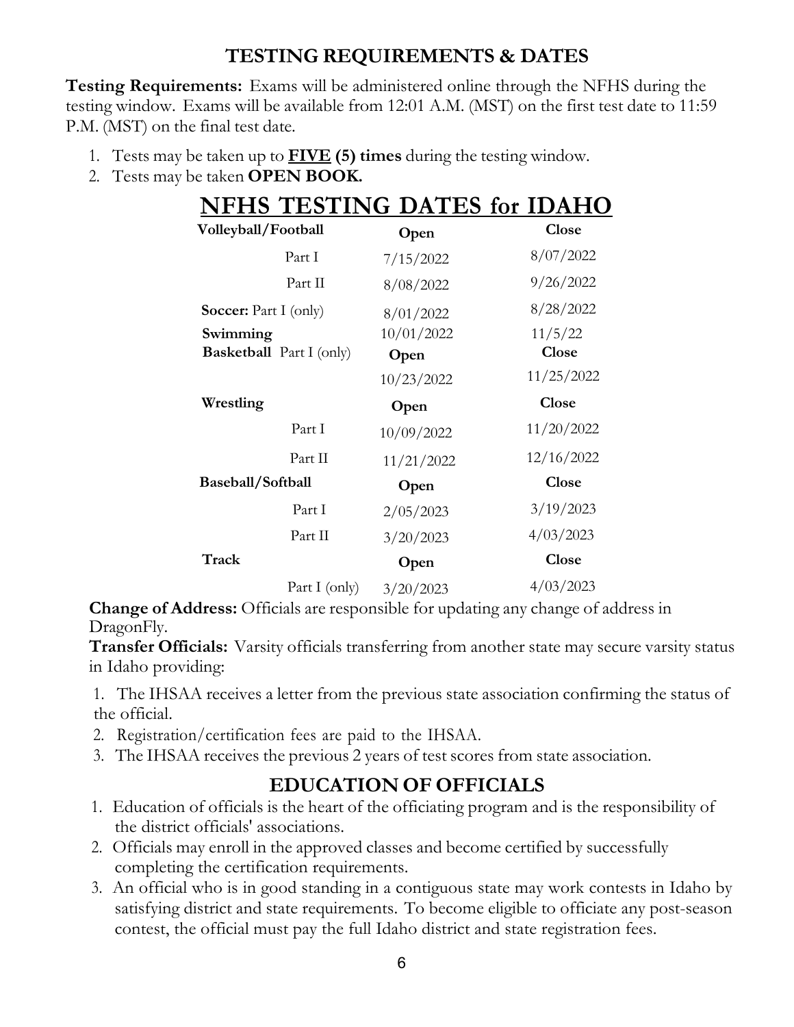## TESTING REQUIREMENTS & DATES

**Testing Requirements:** Exams will be administered online through the NFHS during the testing window. Exams will be available from 12:01 A.M. (MST) on the first test date to 11:59 P.M. (MST) on the final test date.

1. Tests may be taken up to **<u>FIVE</u> (5) times** during the testing window.
2. Tests may be taken **OPEN BOOK.**

## <u>NFHS TESTING DATES for IDAHO</u>

| | | Open | Close |
|---|---|---|---|
| **Volleyball/Football** | | | |
| | Part I | 7/15/2022 | 8/07/2022 |
| | Part II | 8/08/2022 | 9/26/2022 |
| **Soccer:** Part I (only) | | 8/01/2022 | 8/28/2022 |
| **Swimming** | | 10/01/2022 | 11/5/22 |
| **Basketball** Part I (only) | | **Open** | **Close** |
| | | 10/23/2022 | 11/25/2022 |
| **Wrestling** | | **Open** | **Close** |
| | Part I | 10/09/2022 | 11/20/2022 |
| | Part II | 11/21/2022 | 12/16/2022 |
| **Baseball/Softball** | | **Open** | **Close** |
| | Part I | 2/05/2023 | 3/19/2023 |
| | Part II | 3/20/2023 | 4/03/2023 |
| **Track** | | **Open** | **Close** |
| | Part I (only) | 3/20/2023 | 4/03/2023 |

**Change of Address:** Officials are responsible for updating any change of address in DragonFly.

**Transfer Officials:** Varsity officials transferring from another state may secure varsity status in Idaho providing:

1. The IHSAA receives a letter from the previous state association confirming the status of the official.
2. Registration/certification fees are paid to the IHSAA.
3. The IHSAA receives the previous 2 years of test scores from state association.

## EDUCATION OF OFFICIALS

1. Education of officials is the heart of the officiating program and is the responsibility of the district officials' associations.
2. Officials may enroll in the approved classes and become certified by successfully completing the certification requirements.
3. An official who is in good standing in a contiguous state may work contests in Idaho by satisfying district and state requirements. To become eligible to officiate any post-season contest, the official must pay the full Idaho district and state registration fees.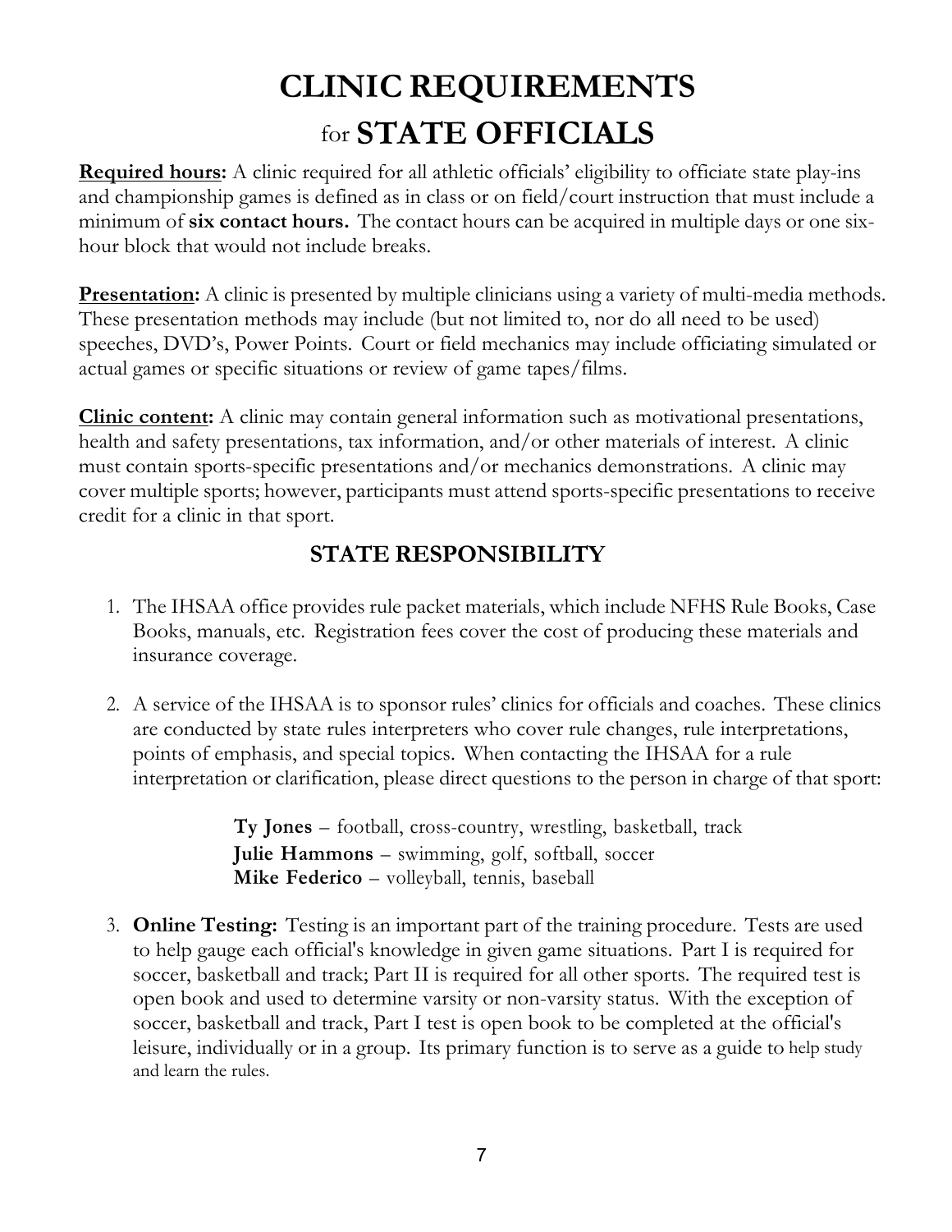# CLINIC REQUIREMENTS for STATE OFFICIALS

**Required hours:** A clinic required for all athletic officials' eligibility to officiate state play-ins and championship games is defined as in class or on field/court instruction that must include a minimum of **six contact hours.** The contact hours can be acquired in multiple days or one six-hour block that would not include breaks.

**Presentation:** A clinic is presented by multiple clinicians using a variety of multi-media methods. These presentation methods may include (but not limited to, nor do all need to be used) speeches, DVD's, Power Points. Court or field mechanics may include officiating simulated or actual games or specific situations or review of game tapes/films.

**Clinic content:** A clinic may contain general information such as motivational presentations, health and safety presentations, tax information, and/or other materials of interest. A clinic must contain sports-specific presentations and/or mechanics demonstrations. A clinic may cover multiple sports; however, participants must attend sports-specific presentations to receive credit for a clinic in that sport.

## STATE RESPONSIBILITY

1. The IHSAA office provides rule packet materials, which include NFHS Rule Books, Case Books, manuals, etc. Registration fees cover the cost of producing these materials and insurance coverage.

2. A service of the IHSAA is to sponsor rules' clinics for officials and coaches. These clinics are conducted by state rules interpreters who cover rule changes, rule interpretations, points of emphasis, and special topics. When contacting the IHSAA for a rule interpretation or clarification, please direct questions to the person in charge of that sport:

   **Ty Jones** – football, cross-country, wrestling, basketball, track
   **Julie Hammons** – swimming, golf, softball, soccer
   **Mike Federico** – volleyball, tennis, baseball

3. **Online Testing:** Testing is an important part of the training procedure. Tests are used to help gauge each official's knowledge in given game situations. Part I is required for soccer, basketball and track; Part II is required for all other sports. The required test is open book and used to determine varsity or non-varsity status. With the exception of soccer, basketball and track, Part I test is open book to be completed at the official's leisure, individually or in a group. Its primary function is to serve as a guide to help study and learn the rules.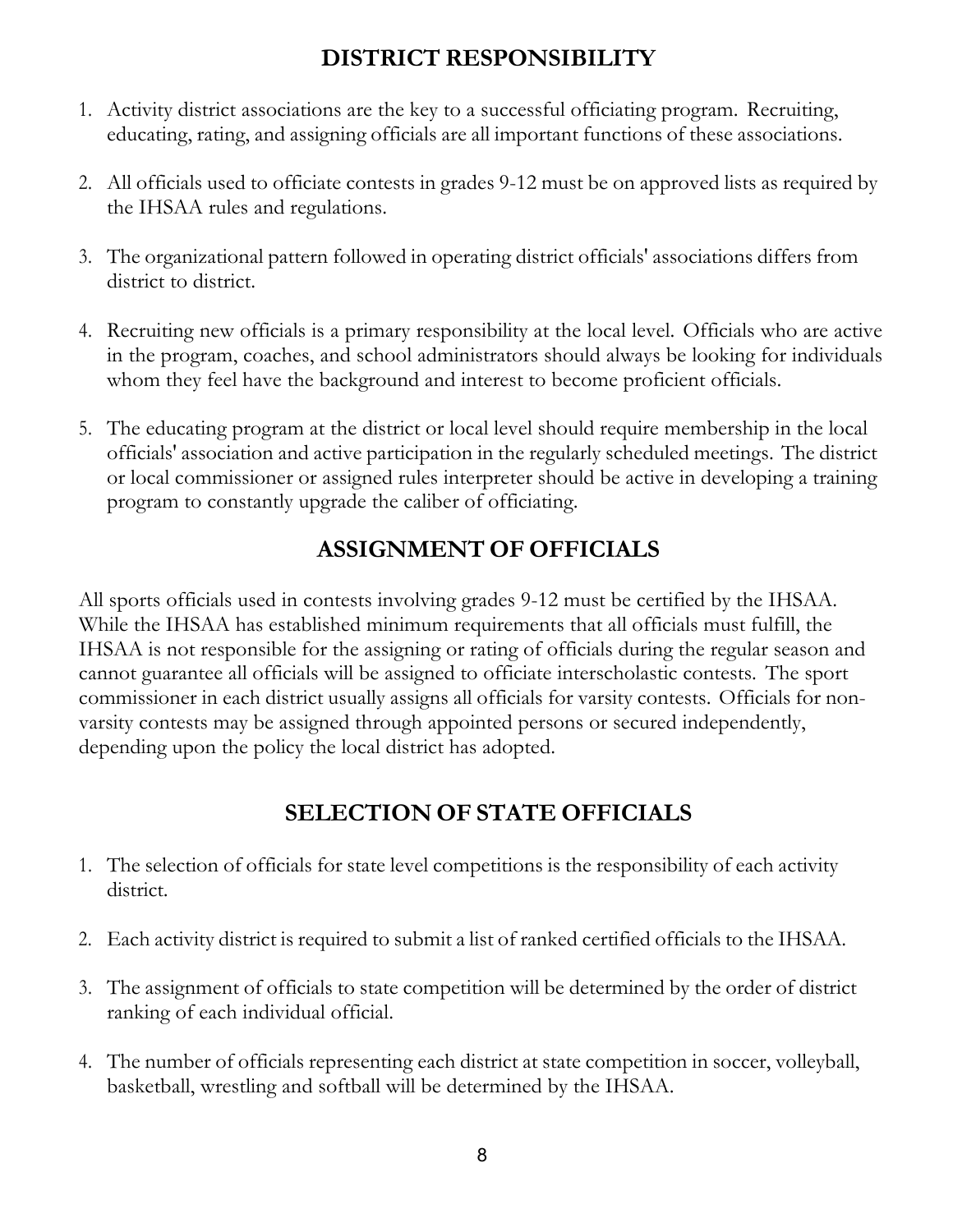## DISTRICT RESPONSIBILITY

1. Activity district associations are the key to a successful officiating program. Recruiting, educating, rating, and assigning officials are all important functions of these associations.

2. All officials used to officiate contests in grades 9-12 must be on approved lists as required by the IHSAA rules and regulations.

3. The organizational pattern followed in operating district officials' associations differs from district to district.

4. Recruiting new officials is a primary responsibility at the local level. Officials who are active in the program, coaches, and school administrators should always be looking for individuals whom they feel have the background and interest to become proficient officials.

5. The educating program at the district or local level should require membership in the local officials' association and active participation in the regularly scheduled meetings. The district or local commissioner or assigned rules interpreter should be active in developing a training program to constantly upgrade the caliber of officiating.

## ASSIGNMENT OF OFFICIALS

All sports officials used in contests involving grades 9-12 must be certified by the IHSAA. While the IHSAA has established minimum requirements that all officials must fulfill, the IHSAA is not responsible for the assigning or rating of officials during the regular season and cannot guarantee all officials will be assigned to officiate interscholastic contests. The sport commissioner in each district usually assigns all officials for varsity contests. Officials for non-varsity contests may be assigned through appointed persons or secured independently, depending upon the policy the local district has adopted.

## SELECTION OF STATE OFFICIALS

1. The selection of officials for state level competitions is the responsibility of each activity district.

2. Each activity district is required to submit a list of ranked certified officials to the IHSAA.

3. The assignment of officials to state competition will be determined by the order of district ranking of each individual official.

4. The number of officials representing each district at state competition in soccer, volleyball, basketball, wrestling and softball will be determined by the IHSAA.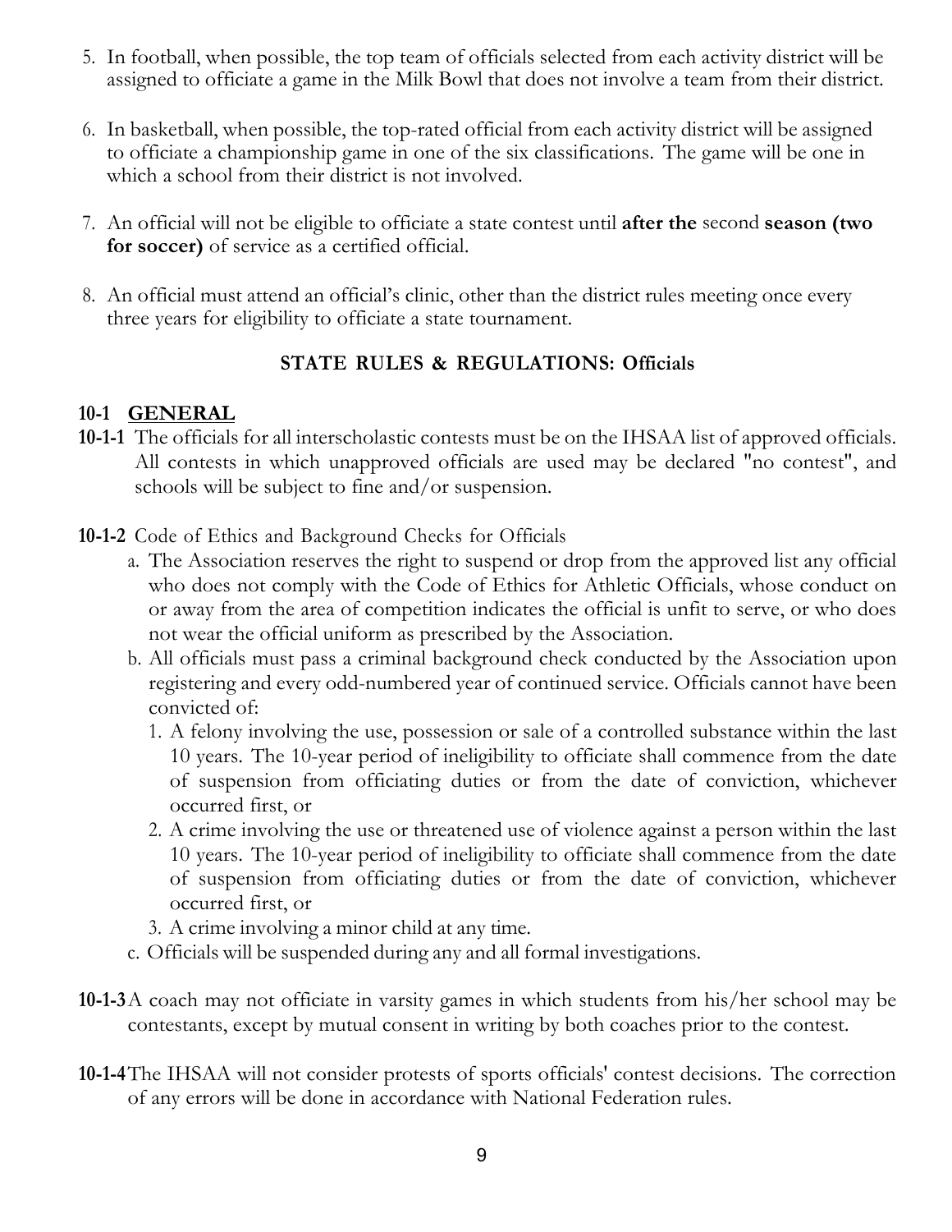5. In football, when possible, the top team of officials selected from each activity district will be assigned to officiate a game in the Milk Bowl that does not involve a team from their district.

6. In basketball, when possible, the top-rated official from each activity district will be assigned to officiate a championship game in one of the six classifications. The game will be one in which a school from their district is not involved.

7. An official will not be eligible to officiate a state contest until **after the** second **season (two for soccer)** of service as a certified official.

8. An official must attend an official's clinic, other than the district rules meeting once every three years for eligibility to officiate a state tournament.

## STATE RULES & REGULATIONS: Officials

### 10-1 GENERAL

**10-1-1** The officials for all interscholastic contests must be on the IHSAA list of approved officials. All contests in which unapproved officials are used may be declared "no contest", and schools will be subject to fine and/or suspension.

**10-1-2** Code of Ethics and Background Checks for Officials

a. The Association reserves the right to suspend or drop from the approved list any official who does not comply with the Code of Ethics for Athletic Officials, whose conduct on or away from the area of competition indicates the official is unfit to serve, or who does not wear the official uniform as prescribed by the Association.

b. All officials must pass a criminal background check conducted by the Association upon registering and every odd-numbered year of continued service. Officials cannot have been convicted of:

   1. A felony involving the use, possession or sale of a controlled substance within the last 10 years. The 10-year period of ineligibility to officiate shall commence from the date of suspension from officiating duties or from the date of conviction, whichever occurred first, or
   2. A crime involving the use or threatened use of violence against a person within the last 10 years. The 10-year period of ineligibility to officiate shall commence from the date of suspension from officiating duties or from the date of conviction, whichever occurred first, or
   3. A crime involving a minor child at any time.

c. Officials will be suspended during any and all formal investigations.

**10-1-3** A coach may not officiate in varsity games in which students from his/her school may be contestants, except by mutual consent in writing by both coaches prior to the contest.

**10-1-4** The IHSAA will not consider protests of sports officials' contest decisions. The correction of any errors will be done in accordance with National Federation rules.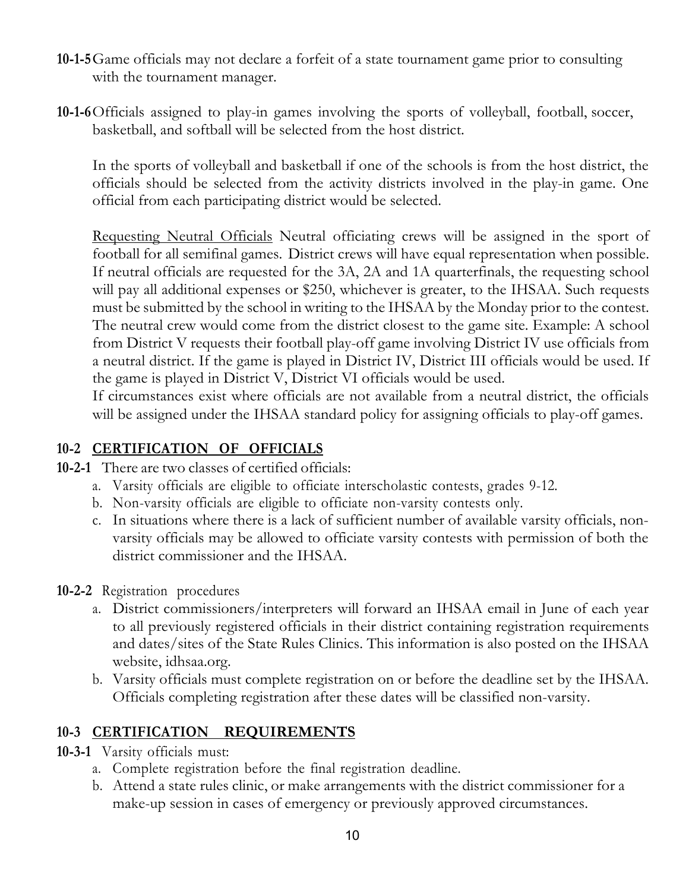**10-1-5** Game officials may not declare a forfeit of a state tournament game prior to consulting with the tournament manager.

**10-1-6** Officials assigned to play-in games involving the sports of volleyball, football, soccer, basketball, and softball will be selected from the host district.

In the sports of volleyball and basketball if one of the schools is from the host district, the officials should be selected from the activity districts involved in the play-in game. One official from each participating district would be selected.

<u>Requesting Neutral Officials</u> Neutral officiating crews will be assigned in the sport of football for all semifinal games. District crews will have equal representation when possible. If neutral officials are requested for the 3A, 2A and 1A quarterfinals, the requesting school will pay all additional expenses or $250, whichever is greater, to the IHSAA. Such requests must be submitted by the school in writing to the IHSAA by the Monday prior to the contest. The neutral crew would come from the district closest to the game site. Example: A school from District V requests their football play-off game involving District IV use officials from a neutral district. If the game is played in District IV, District III officials would be used. If the game is played in District V, District VI officials would be used.
If circumstances exist where officials are not available from a neutral district, the officials will be assigned under the IHSAA standard policy for assigning officials to play-off games.

## 10-2 CERTIFICATION OF OFFICIALS

**10-2-1** There are two classes of certified officials:

a. Varsity officials are eligible to officiate interscholastic contests, grades 9-12.
b. Non-varsity officials are eligible to officiate non-varsity contests only.
c. In situations where there is a lack of sufficient number of available varsity officials, non-varsity officials may be allowed to officiate varsity contests with permission of both the district commissioner and the IHSAA.

**10-2-2** Registration procedures

a. District commissioners/interpreters will forward an IHSAA email in June of each year to all previously registered officials in their district containing registration requirements and dates/sites of the State Rules Clinics. This information is also posted on the IHSAA website, idhsaa.org.
b. Varsity officials must complete registration on or before the deadline set by the IHSAA. Officials completing registration after these dates will be classified non-varsity.

## 10-3 CERTIFICATION REQUIREMENTS

**10-3-1** Varsity officials must:

a. Complete registration before the final registration deadline.
b. Attend a state rules clinic, or make arrangements with the district commissioner for a make-up session in cases of emergency or previously approved circumstances.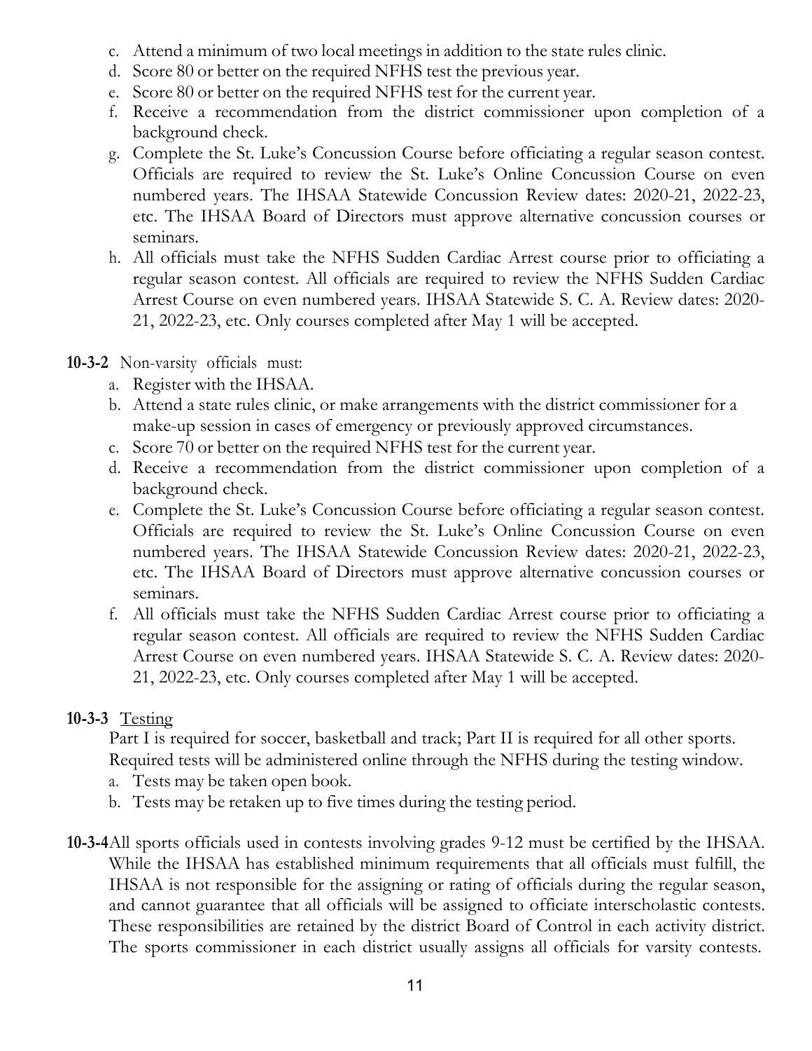c. Attend a minimum of two local meetings in addition to the state rules clinic.
d. Score 80 or better on the required NFHS test the previous year.
e. Score 80 or better on the required NFHS test for the current year.
f. Receive a recommendation from the district commissioner upon completion of a background check.
g. Complete the St. Luke's Concussion Course before officiating a regular season contest. Officials are required to review the St. Luke's Online Concussion Course on even numbered years. The IHSAA Statewide Concussion Review dates: 2020-21, 2022-23, etc. The IHSAA Board of Directors must approve alternative concussion courses or seminars.
h. All officials must take the NFHS Sudden Cardiac Arrest course prior to officiating a regular season contest. All officials are required to review the NFHS Sudden Cardiac Arrest Course on even numbered years. IHSAA Statewide S. C. A. Review dates: 2020-21, 2022-23, etc. Only courses completed after May 1 will be accepted.

**10-3-2** Non-varsity officials must:

a. Register with the IHSAA.
b. Attend a state rules clinic, or make arrangements with the district commissioner for a make-up session in cases of emergency or previously approved circumstances.
c. Score 70 or better on the required NFHS test for the current year.
d. Receive a recommendation from the district commissioner upon completion of a background check.
e. Complete the St. Luke's Concussion Course before officiating a regular season contest. Officials are required to review the St. Luke's Online Concussion Course on even numbered years. The IHSAA Statewide Concussion Review dates: 2020-21, 2022-23, etc. The IHSAA Board of Directors must approve alternative concussion courses or seminars.
f. All officials must take the NFHS Sudden Cardiac Arrest course prior to officiating a regular season contest. All officials are required to review the NFHS Sudden Cardiac Arrest Course on even numbered years. IHSAA Statewide S. C. A. Review dates: 2020-21, 2022-23, etc. Only courses completed after May 1 will be accepted.

**10-3-3** Testing

Part I is required for soccer, basketball and track; Part II is required for all other sports. Required tests will be administered online through the NFHS during the testing window.

a. Tests may be taken open book.
b. Tests may be retaken up to five times during the testing period.

**10-3-4** All sports officials used in contests involving grades 9-12 must be certified by the IHSAA. While the IHSAA has established minimum requirements that all officials must fulfill, the IHSAA is not responsible for the assigning or rating of officials during the regular season, and cannot guarantee that all officials will be assigned to officiate interscholastic contests. These responsibilities are retained by the district Board of Control in each activity district. The sports commissioner in each district usually assigns all officials for varsity contests.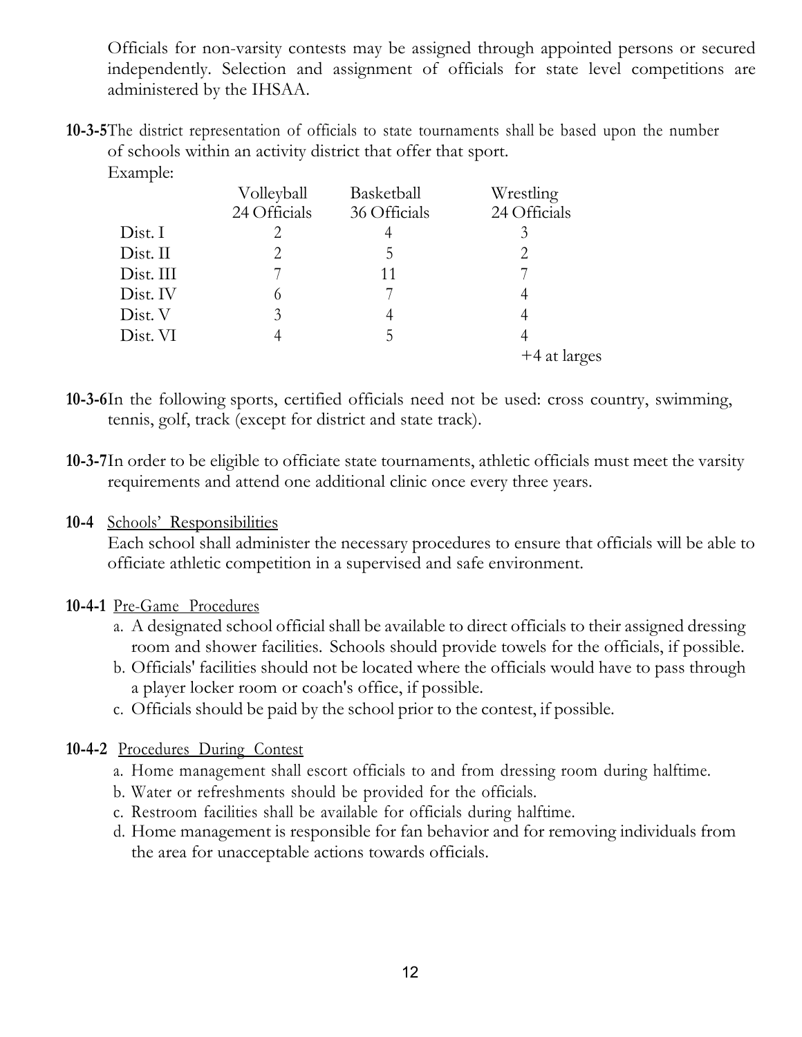Officials for non-varsity contests may be assigned through appointed persons or secured independently. Selection and assignment of officials for state level competitions are administered by the IHSAA.

**10-3-5** The district representation of officials to state tournaments shall be based upon the number of schools within an activity district that offer that sport.

Example:

| | Volleyball<br>24 Officials | Basketball<br>36 Officials | Wrestling<br>24 Officials |
|---|---|---|---|
| Dist. I | 2 | 4 | 3 |
| Dist. II | 2 | 5 | 2 |
| Dist. III | 7 | 11 | 7 |
| Dist. IV | 6 | 7 | 4 |
| Dist. V | 3 | 4 | 4 |
| Dist. VI | 4 | 5 | 4 |
| | | | +4 at larges |

**10-3-6** In the following sports, certified officials need not be used: cross country, swimming, tennis, golf, track (except for district and state track).

**10-3-7** In order to be eligible to officiate state tournaments, athletic officials must meet the varsity requirements and attend one additional clinic once every three years.

**10-4** Schools' Responsibilities

Each school shall administer the necessary procedures to ensure that officials will be able to officiate athletic competition in a supervised and safe environment.

**10-4-1** Pre-Game Procedures

a. A designated school official shall be available to direct officials to their assigned dressing room and shower facilities. Schools should provide towels for the officials, if possible.
b. Officials' facilities should not be located where the officials would have to pass through a player locker room or coach's office, if possible.
c. Officials should be paid by the school prior to the contest, if possible.

**10-4-2** Procedures During Contest

a. Home management shall escort officials to and from dressing room during halftime.
b. Water or refreshments should be provided for the officials.
c. Restroom facilities shall be available for officials during halftime.
d. Home management is responsible for fan behavior and for removing individuals from the area for unacceptable actions towards officials.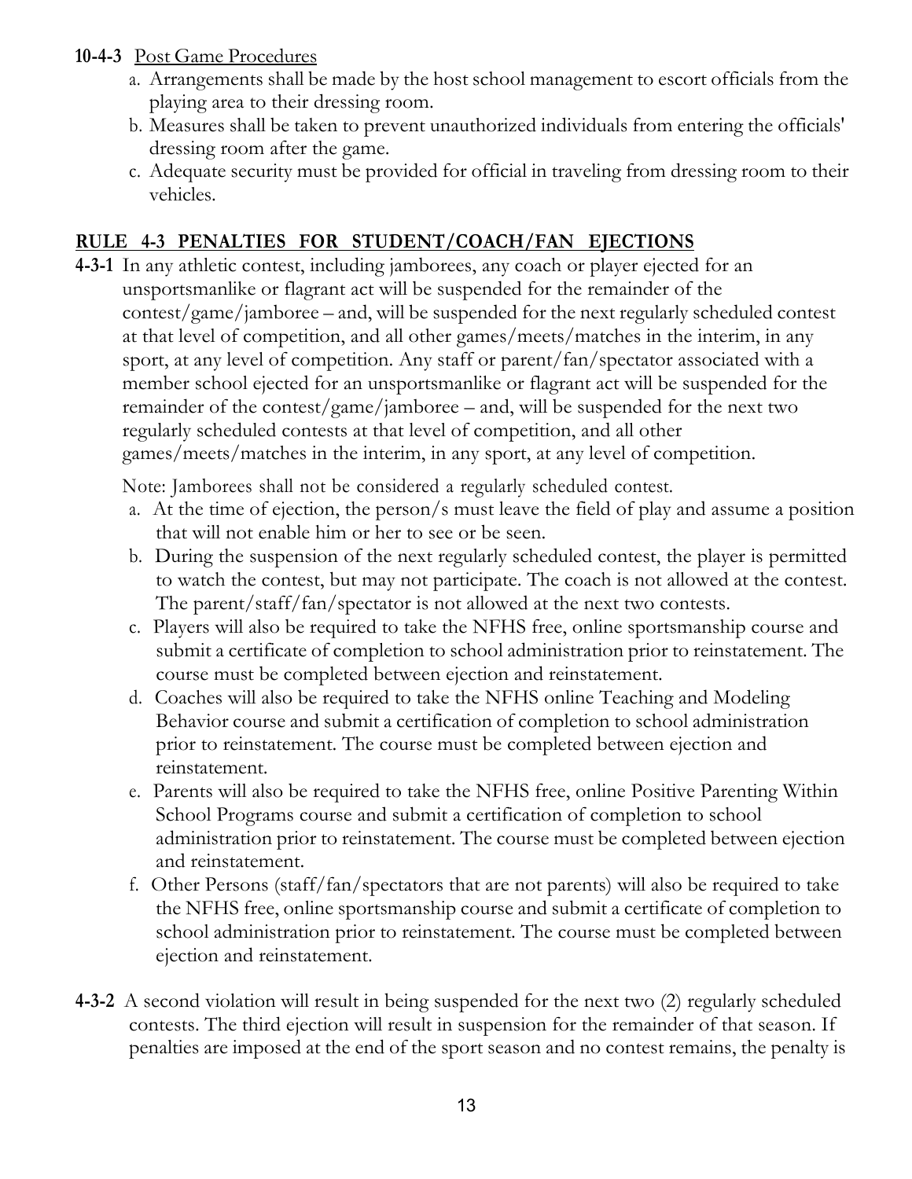**10-4-3** Post Game Procedures

a. Arrangements shall be made by the host school management to escort officials from the playing area to their dressing room.
b. Measures shall be taken to prevent unauthorized individuals from entering the officials' dressing room after the game.
c. Adequate security must be provided for official in traveling from dressing room to their vehicles.

## RULE 4-3 PENALTIES FOR STUDENT/COACH/FAN EJECTIONS

**4-3-1** In any athletic contest, including jamborees, any coach or player ejected for an unsportsmanlike or flagrant act will be suspended for the remainder of the contest/game/jamboree – and, will be suspended for the next regularly scheduled contest at that level of competition, and all other games/meets/matches in the interim, in any sport, at any level of competition. Any staff or parent/fan/spectator associated with a member school ejected for an unsportsmanlike or flagrant act will be suspended for the remainder of the contest/game/jamboree – and, will be suspended for the next two regularly scheduled contests at that level of competition, and all other games/meets/matches in the interim, in any sport, at any level of competition.

Note: Jamborees shall not be considered a regularly scheduled contest.

a. At the time of ejection, the person/s must leave the field of play and assume a position that will not enable him or her to see or be seen.
b. During the suspension of the next regularly scheduled contest, the player is permitted to watch the contest, but may not participate. The coach is not allowed at the contest. The parent/staff/fan/spectator is not allowed at the next two contests.
c. Players will also be required to take the NFHS free, online sportsmanship course and submit a certificate of completion to school administration prior to reinstatement. The course must be completed between ejection and reinstatement.
d. Coaches will also be required to take the NFHS online Teaching and Modeling Behavior course and submit a certification of completion to school administration prior to reinstatement. The course must be completed between ejection and reinstatement.
e. Parents will also be required to take the NFHS free, online Positive Parenting Within School Programs course and submit a certification of completion to school administration prior to reinstatement. The course must be completed between ejection and reinstatement.
f. Other Persons (staff/fan/spectators that are not parents) will also be required to take the NFHS free, online sportsmanship course and submit a certificate of completion to school administration prior to reinstatement. The course must be completed between ejection and reinstatement.

**4-3-2** A second violation will result in being suspended for the next two (2) regularly scheduled contests. The third ejection will result in suspension for the remainder of that season. If penalties are imposed at the end of the sport season and no contest remains, the penalty is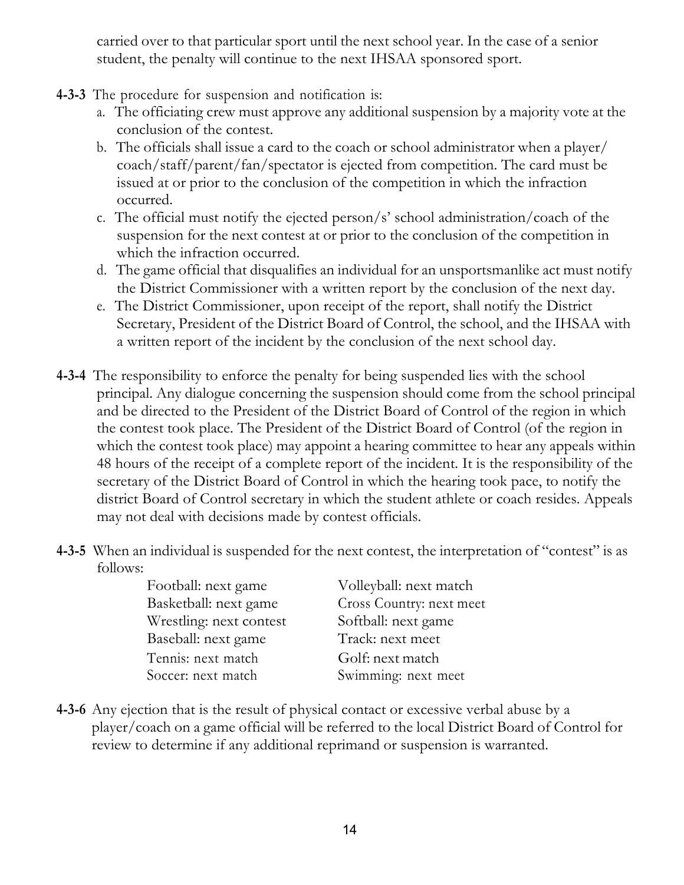carried over to that particular sport until the next school year. In the case of a senior student, the penalty will continue to the next IHSAA sponsored sport.

**4-3-3** The procedure for suspension and notification is:

a. The officiating crew must approve any additional suspension by a majority vote at the conclusion of the contest.

b. The officials shall issue a card to the coach or school administrator when a player/ coach/staff/parent/fan/spectator is ejected from competition. The card must be issued at or prior to the conclusion of the competition in which the infraction occurred.

c. The official must notify the ejected person/s' school administration/coach of the suspension for the next contest at or prior to the conclusion of the competition in which the infraction occurred.

d. The game official that disqualifies an individual for an unsportsmanlike act must notify the District Commissioner with a written report by the conclusion of the next day.

e. The District Commissioner, upon receipt of the report, shall notify the District Secretary, President of the District Board of Control, the school, and the IHSAA with a written report of the incident by the conclusion of the next school day.

**4-3-4** The responsibility to enforce the penalty for being suspended lies with the school principal. Any dialogue concerning the suspension should come from the school principal and be directed to the President of the District Board of Control of the region in which the contest took place. The President of the District Board of Control (of the region in which the contest took place) may appoint a hearing committee to hear any appeals within 48 hours of the receipt of a complete report of the incident. It is the responsibility of the secretary of the District Board of Control in which the hearing took pace, to notify the district Board of Control secretary in which the student athlete or coach resides. Appeals may not deal with decisions made by contest officials.

**4-3-5** When an individual is suspended for the next contest, the interpretation of "contest" is as follows:

| | |
|---|---|
| Football: next game | Volleyball: next match |
| Basketball: next game | Cross Country: next meet |
| Wrestling: next contest | Softball: next game |
| Baseball: next game | Track: next meet |
| Tennis: next match | Golf: next match |
| Soccer: next match | Swimming: next meet |

**4-3-6** Any ejection that is the result of physical contact or excessive verbal abuse by a player/coach on a game official will be referred to the local District Board of Control for review to determine if any additional reprimand or suspension is warranted.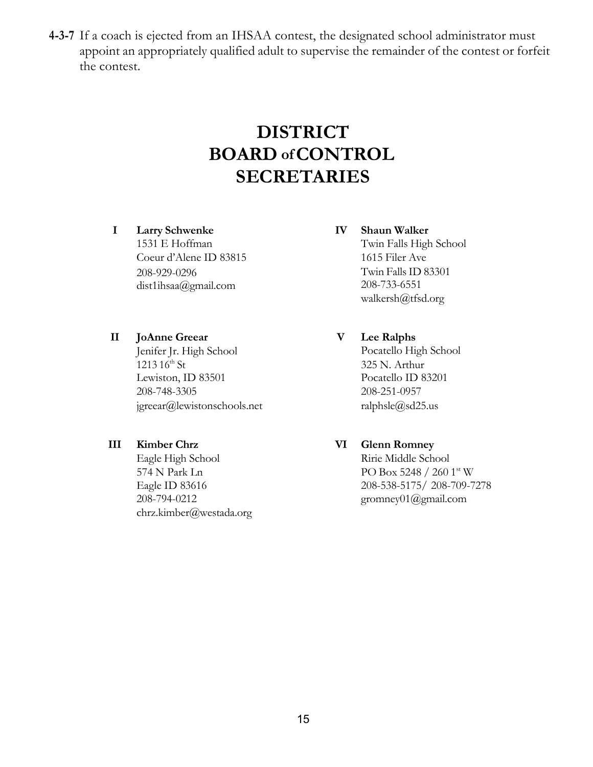**4-3-7** If a coach is ejected from an IHSAA contest, the designated school administrator must appoint an appropriately qualified adult to supervise the remainder of the contest or forfeit the contest.

# DISTRICT BOARD of CONTROL SECRETARIES

**I Larry Schwenke**
1531 E Hoffman
Coeur d'Alene ID 83815
208-929-0296
dist1ihsaa@gmail.com

**II JoAnne Greear**
Jenifer Jr. High School
1213 16th St
Lewiston, ID 83501
208-748-3305
jgreear@lewistonschools.net

**III Kimber Chrz**
Eagle High School
574 N Park Ln
Eagle ID 83616
208-794-0212
chrz.kimber@westada.org

**IV Shaun Walker**
Twin Falls High School
1615 Filer Ave
Twin Falls ID 83301
208-733-6551
walkersh@tfsd.org

**V Lee Ralphs**
Pocatello High School
325 N. Arthur
Pocatello ID 83201
208-251-0957
ralphsle@sd25.us

**VI Glenn Romney**
Ririe Middle School
PO Box 5248 / 260 1st W
208-538-5175/ 208-709-7278
gromney01@gmail.com